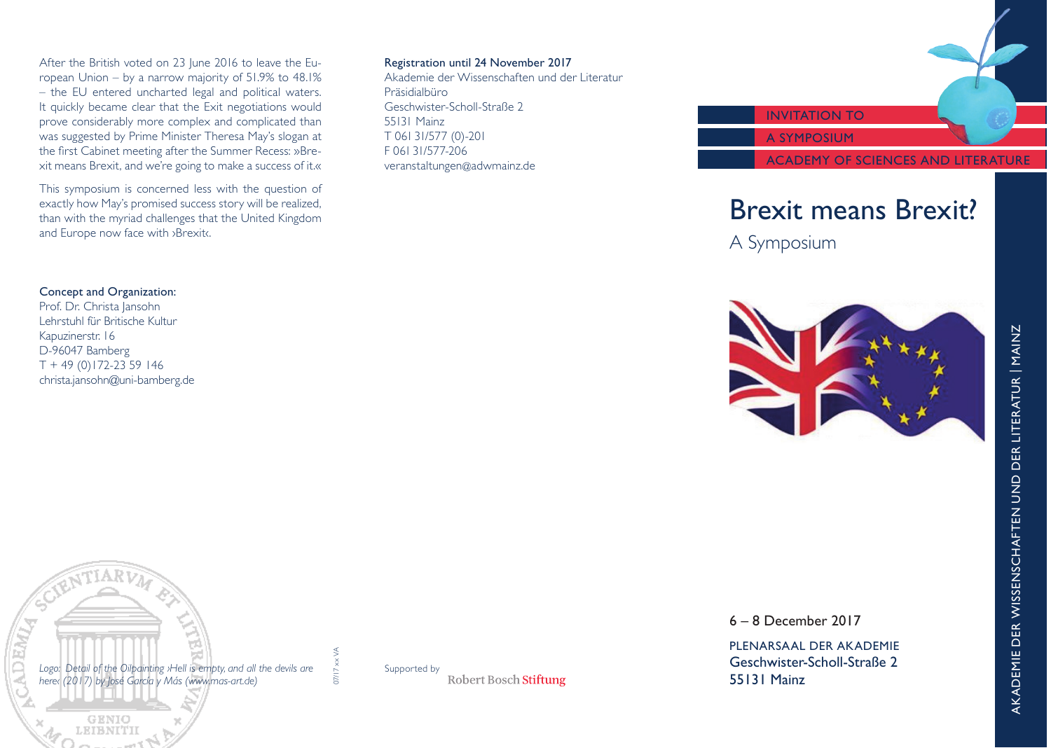After the British voted on 23 June 2016 to leave the European Union – by a narrow majority of 51.9% to 48.1% – the EU entered uncharted legal and political waters. It quickly became clear that the Exit negotiations would prove considerably more complex and complicated than was suggested by Prime Minister Theresa May's slogan at the first Cabinet meeting after the Summer Recess: »Brexit means Brexit, and we're going to make a success of it.«

This symposium is concerned less with the question of exactly how May's promised success story will be realized, than with the myriad challenges that the United Kingdom and Europe now face with ›Brexit‹.

**Concept and Organization:**
Prof. Dr. Christa Jansohn
Lehrstuhl für Britische Kultur
Kapuzinerstr. 16
D-96047 Bamberg
T + 49 (0)172-23 59 146
christa.jansohn@uni-bamberg.de

*Logo: Detail of the Oilpainting ›Hell is empty, and all the devils are here‹ (2017) by José García y Más (www.mas-art.de)*

07/17 xx VA

**Registration until 24 November 2017**
Akademie der Wissenschaften und der Literatur
Präsidialbüro
Geschwister-Scholl-Straße 2
55131 Mainz
T 061 31/577 (0)-201
F 061 31/577-206
veranstaltungen@adwmainz.de

Supported by Robert Bosch Stiftung

INVITATION TO
A SYMPOSIUM
ACADEMY OF SCIENCES AND LITERATURE

# Brexit means Brexit?

## A Symposium

6 – 8 December 2017

PLENARSAAL DER AKADEMIE
Geschwister-Scholl-Straße 2
55131 Mainz

AKADEMIE DER WISSENSCHAFTEN UND DER LITERATUR | MAINZ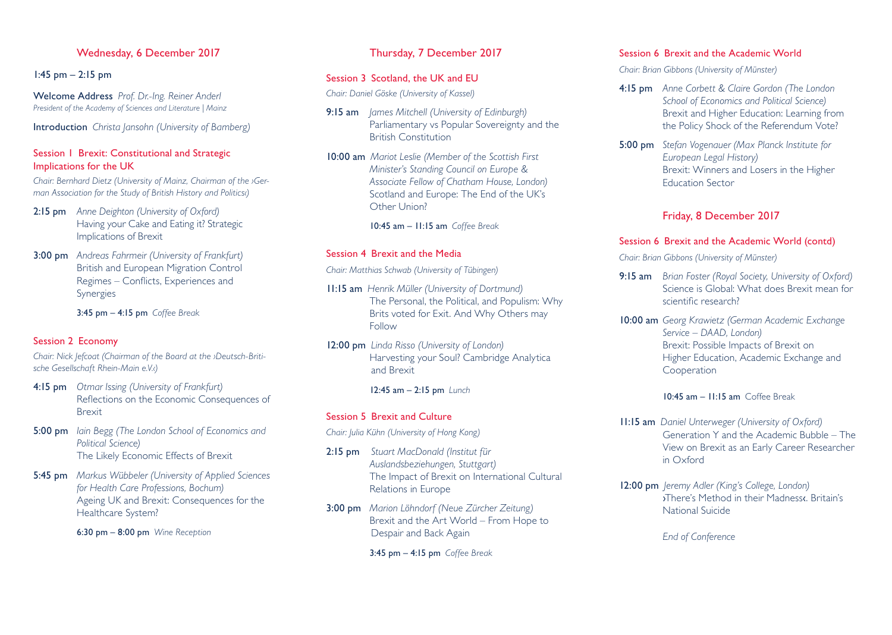## Wednesday, 6 December 2017

1:45 pm – 2:15 pm

**Welcome Address** *Prof. Dr.-Ing. Reiner Anderl*
*President of the Academy of Sciences and Literature | Mainz*

**Introduction** *Christa Jansohn (University of Bamberg)*

### Session 1 Brexit: Constitutional and Strategic Implications for the UK

*Chair: Bernhard Dietz (University of Mainz, Chairman of the ›German Association for the Study of British History and Politics‹)*

**2:15 pm** *Anne Deighton (University of Oxford)*
Having your Cake and Eating it? Strategic Implications of Brexit

**3:00 pm** *Andreas Fahrmeir (University of Frankfurt)*
British and European Migration Control Regimes – Conflicts, Experiences and Synergies

3:45 pm – 4:15 pm *Coffee Break*

### Session 2 Economy

*Chair: Nick Jefcoat (Chairman of the Board at the ›Deutsch-Britische Gesellschaft Rhein-Main e.V.‹)*

**4:15 pm** *Otmar Issing (University of Frankfurt)*
Reflections on the Economic Consequences of Brexit

**5:00 pm** *Iain Begg (The London School of Economics and Political Science)*
The Likely Economic Effects of Brexit

**5:45 pm** *Markus Wübbeler (University of Applied Sciences for Health Care Professions, Bochum)*
Ageing UK and Brexit: Consequences for the Healthcare System?

6:30 pm – 8:00 pm *Wine Reception*

## Thursday, 7 December 2017

### Session 3 Scotland, the UK and EU

*Chair: Daniel Göske (University of Kassel)*

**9:15 am** *James Mitchell (University of Edinburgh)*
Parliamentary vs Popular Sovereignty and the British Constitution

**10:00 am** *Mariot Leslie (Member of the Scottish First Minister's Standing Council on Europe & Associate Fellow of Chatham House, London)*
Scotland and Europe: The End of the UK's Other Union?

10:45 am – 11:15 am *Coffee Break*

### Session 4 Brexit and the Media

*Chair: Matthias Schwab (University of Tübingen)*

**11:15 am** *Henrik Müller (University of Dortmund)*
The Personal, the Political, and Populism: Why Brits voted for Exit. And Why Others may Follow

**12:00 pm** *Linda Risso (University of London)*
Harvesting your Soul? Cambridge Analytica and Brexit

12:45 am – 2:15 pm *Lunch*

### Session 5 Brexit and Culture

*Chair: Julia Kühn (University of Hong Kong)*

**2:15 pm** *Stuart MacDonald (Institut für Auslandsbeziehungen, Stuttgart)*
The Impact of Brexit on International Cultural Relations in Europe

**3:00 pm** *Marion Löhndorf (Neue Zürcher Zeitung)*
Brexit and the Art World – From Hope to Despair and Back Again

3:45 pm – 4:15 pm *Coffee Break*

### Session 6 Brexit and the Academic World

*Chair: Brian Gibbons (University of Münster)*

**4:15 pm** *Anne Corbett & Claire Gordon (The London School of Economics and Political Science)*
Brexit and Higher Education: Learning from the Policy Shock of the Referendum Vote?

**5:00 pm** *Stefan Vogenauer (Max Planck Institute for European Legal History)*
Brexit: Winners and Losers in the Higher Education Sector

## Friday, 8 December 2017

### Session 6 Brexit and the Academic World (contd)

*Chair: Brian Gibbons (University of Münster)*

**9:15 am** *Brian Foster (Royal Society, University of Oxford)*
Science is Global: What does Brexit mean for scientific research?

**10:00 am** *Georg Krawietz (German Academic Exchange Service – DAAD, London)*
Brexit: Possible Impacts of Brexit on Higher Education, Academic Exchange and Cooperation

10:45 am – 11:15 am Coffee Break

**11:15 am** *Daniel Unterweger (University of Oxford)*
Generation Y and the Academic Bubble – The View on Brexit as an Early Career Researcher in Oxford

**12:00 pm** *Jeremy Adler (King's College, London)*
›There's Method in their Madness‹. Britain's National Suicide

*End of Conference*